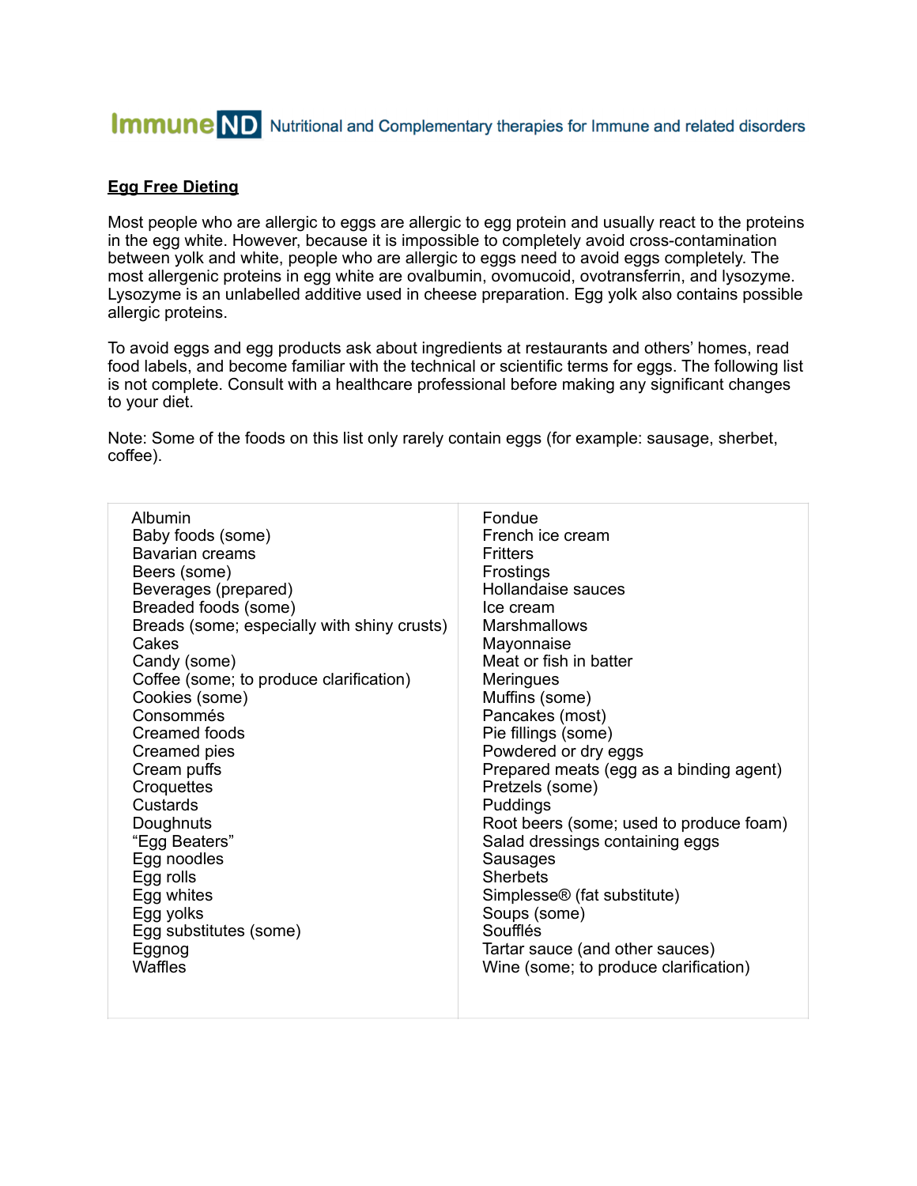**ImmuneND** Nutritional and Complementary therapies for Immune and related disorders

## Egg Free Dieting

Most people who are allergic to eggs are allergic to egg protein and usually react to the proteins in the egg white. However, because it is impossible to completely avoid cross-contamination between yolk and white, people who are allergic to eggs need to avoid eggs completely. The most allergenic proteins in egg white are ovalbumin, ovomucoid, ovotransferrin, and lysozyme. Lysozyme is an unlabelled additive used in cheese preparation. Egg yolk also contains possible allergic proteins.

To avoid eggs and egg products ask about ingredients at restaurants and others' homes, read food labels, and become familiar with the technical or scientific terms for eggs. The following list is not complete. Consult with a healthcare professional before making any significant changes to your diet.

Note: Some of the foods on this list only rarely contain eggs (for example: sausage, sherbet, coffee).

| | |
|---|---|
| Albumin | Fondue |
| Baby foods (some) | French ice cream |
| Bavarian creams | Fritters |
| Beers (some) | Frostings |
| Beverages (prepared) | Hollandaise sauces |
| Breaded foods (some) | Ice cream |
| Breads (some; especially with shiny crusts) | Marshmallows |
| Cakes | Mayonnaise |
| Candy (some) | Meat or fish in batter |
| Coffee (some; to produce clarification) | Meringues |
| Cookies (some) | Muffins (some) |
| Consommés | Pancakes (most) |
| Creamed foods | Pie fillings (some) |
| Creamed pies | Powdered or dry eggs |
| Cream puffs | Prepared meats (egg as a binding agent) |
| Croquettes | Pretzels (some) |
| Custards | Puddings |
| Doughnuts | Root beers (some; used to produce foam) |
| "Egg Beaters" | Salad dressings containing eggs |
| Egg noodles | Sausages |
| Egg rolls | Sherbets |
| Egg whites | Simplesse® (fat substitute) |
| Egg yolks | Soups (some) |
| Egg substitutes (some) | Soufflés |
| Eggnog | Tartar sauce (and other sauces) |
| Waffles | Wine (some; to produce clarification) |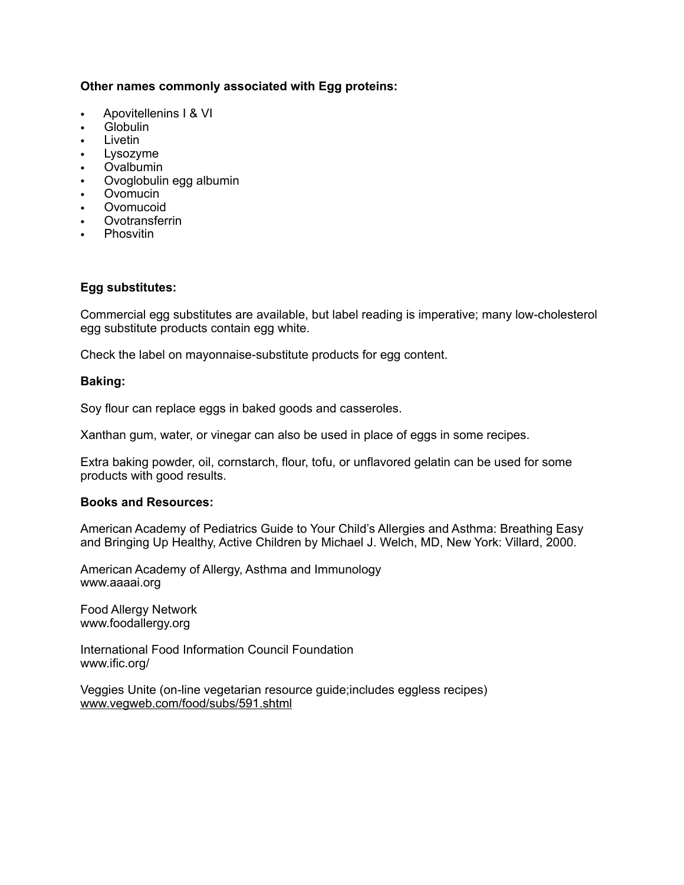**Other names commonly associated with Egg proteins:**

- Apovitellenins I & VI
- Globulin
- Livetin
- Lysozyme
- Ovalbumin
- Ovoglobulin egg albumin
- Ovomucin
- Ovomucoid
- Ovotransferrin
- Phosvitin

**Egg substitutes:**

Commercial egg substitutes are available, but label reading is imperative; many low-cholesterol egg substitute products contain egg white.

Check the label on mayonnaise-substitute products for egg content.

**Baking:**

Soy flour can replace eggs in baked goods and casseroles.

Xanthan gum, water, or vinegar can also be used in place of eggs in some recipes.

Extra baking powder, oil, cornstarch, flour, tofu, or unflavored gelatin can be used for some products with good results.

**Books and Resources:**

American Academy of Pediatrics Guide to Your Child's Allergies and Asthma: Breathing Easy and Bringing Up Healthy, Active Children by Michael J. Welch, MD, New York: Villard, 2000.

American Academy of Allergy, Asthma and Immunology
www.aaaai.org

Food Allergy Network
www.foodallergy.org

International Food Information Council Foundation
www.ific.org/

Veggies Unite (on-line vegetarian resource guide;includes eggless recipes)
www.vegweb.com/food/subs/591.shtml